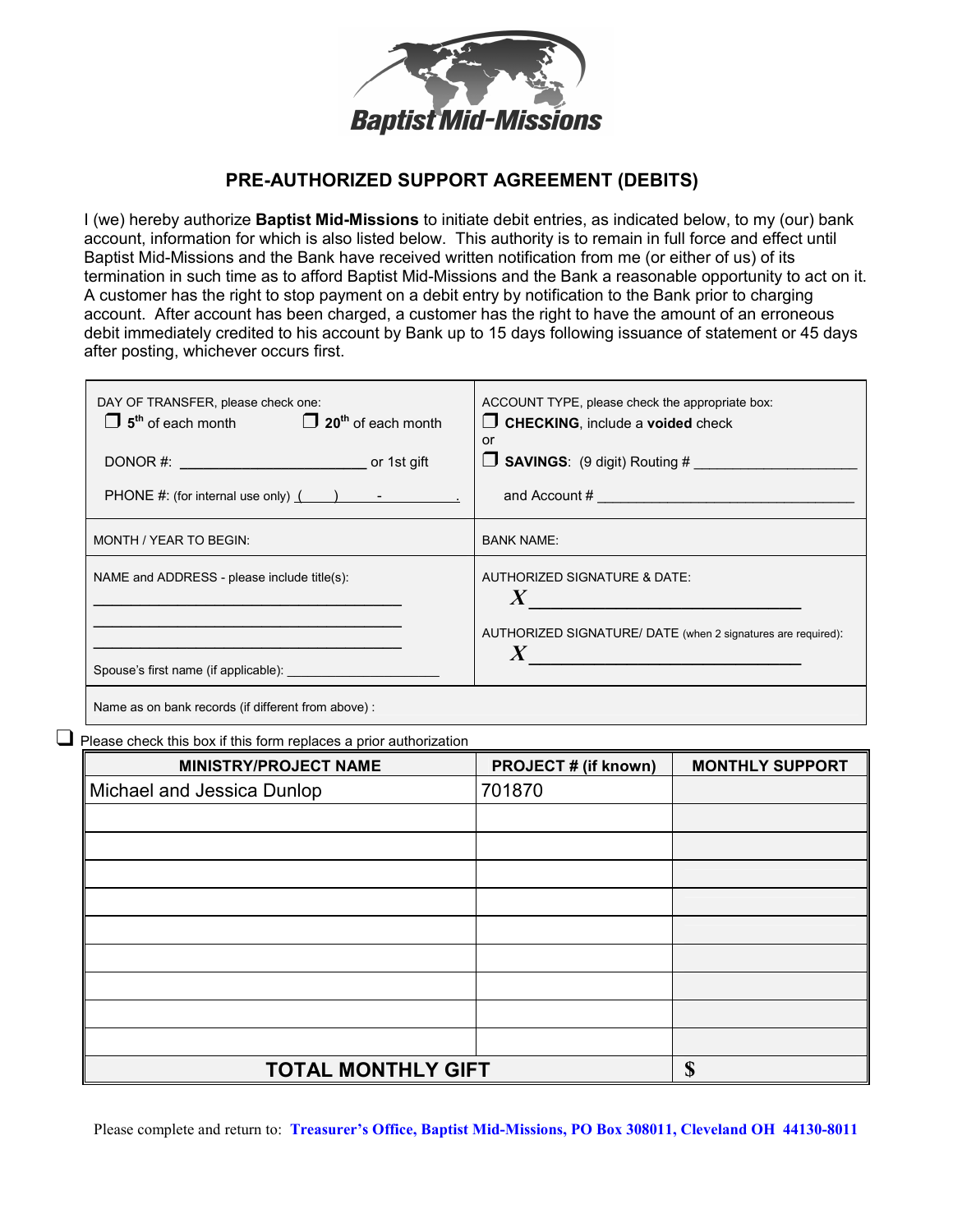Baptist Mid-Missions

## PRE-AUTHORIZED SUPPORT AGREEMENT (DEBITS)

I (we) hereby authorize **Baptist Mid-Missions** to initiate debit entries, as indicated below, to my (our) bank account, information for which is also listed below. This authority is to remain in full force and effect until Baptist Mid-Missions and the Bank have received written notification from me (or either of us) of its termination in such time as to afford Baptist Mid-Missions and the Bank a reasonable opportunity to act on it. A customer has the right to stop payment on a debit entry by notification to the Bank prior to charging account. After account has been charged, a customer has the right to have the amount of an erroneous debit immediately credited to his account by Bank up to 15 days following issuance of statement or 45 days after posting, whichever occurs first.

| | |
|---|---|
| DAY OF TRANSFER, please check one:<br>❒ 5th of each month ❒ 20th of each month<br><br>DONOR #: ______________________ or 1st gift<br><br>PHONE #: (for internal use only) (    )     - | ACCOUNT TYPE, please check the appropriate box:<br>❒ **CHECKING**, include a **voided** check<br>or<br>❒ **SAVINGS**: (9 digit) Routing # ____________________<br><br>and Account # ________________________________ |
| MONTH / YEAR TO BEGIN: | BANK NAME: |
| NAME and ADDRESS - please include title(s):<br>____________________________________<br>____________________________________<br>____________________________________<br>Spouse's first name (if applicable): ____________________ | AUTHORIZED SIGNATURE & DATE:<br>*X* ______________________________<br><br>AUTHORIZED SIGNATURE/ DATE (when 2 signatures are required):<br>*X* ______________________________ |
| Name as on bank records (if different from above) : | |

❒ Please check this box if this form replaces a prior authorization

| MINISTRY/PROJECT NAME | PROJECT # (if known) | MONTHLY SUPPORT |
|---|---|---|
| Michael and Jessica Dunlop | 701870 | |
| | | |
| | | |
| | | |
| | | |
| | | |
| | | |
| | | |
| | | |
| | | |
| **TOTAL MONTHLY GIFT** | | **$** |

Please complete and return to: **Treasurer's Office, Baptist Mid-Missions, PO Box 308011, Cleveland OH 44130-8011**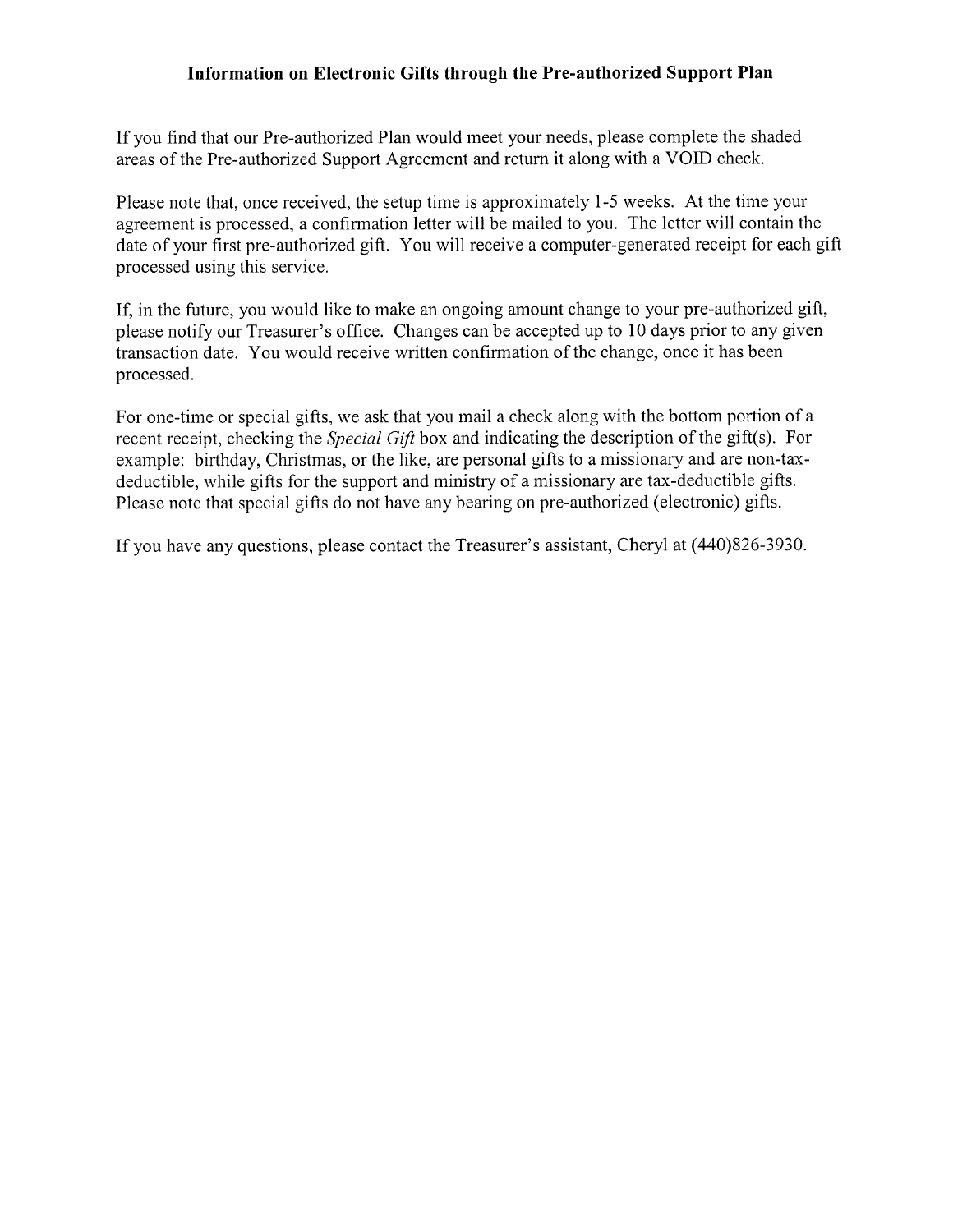**Information on Electronic Gifts through the Pre-authorized Support Plan**

If you find that our Pre-authorized Plan would meet your needs, please complete the shaded areas of the Pre-authorized Support Agreement and return it along with a VOID check.

Please note that, once received, the setup time is approximately 1-5 weeks. At the time your agreement is processed, a confirmation letter will be mailed to you. The letter will contain the date of your first pre-authorized gift. You will receive a computer-generated receipt for each gift processed using this service.

If, in the future, you would like to make an ongoing amount change to your pre-authorized gift, please notify our Treasurer's office. Changes can be accepted up to 10 days prior to any given transaction date. You would receive written confirmation of the change, once it has been processed.

For one-time or special gifts, we ask that you mail a check along with the bottom portion of a recent receipt, checking the *Special Gift* box and indicating the description of the gift(s). For example: birthday, Christmas, or the like, are personal gifts to a missionary and are non-tax-deductible, while gifts for the support and ministry of a missionary are tax-deductible gifts. Please note that special gifts do not have any bearing on pre-authorized (electronic) gifts.

If you have any questions, please contact the Treasurer's assistant, Cheryl at (440)826-3930.